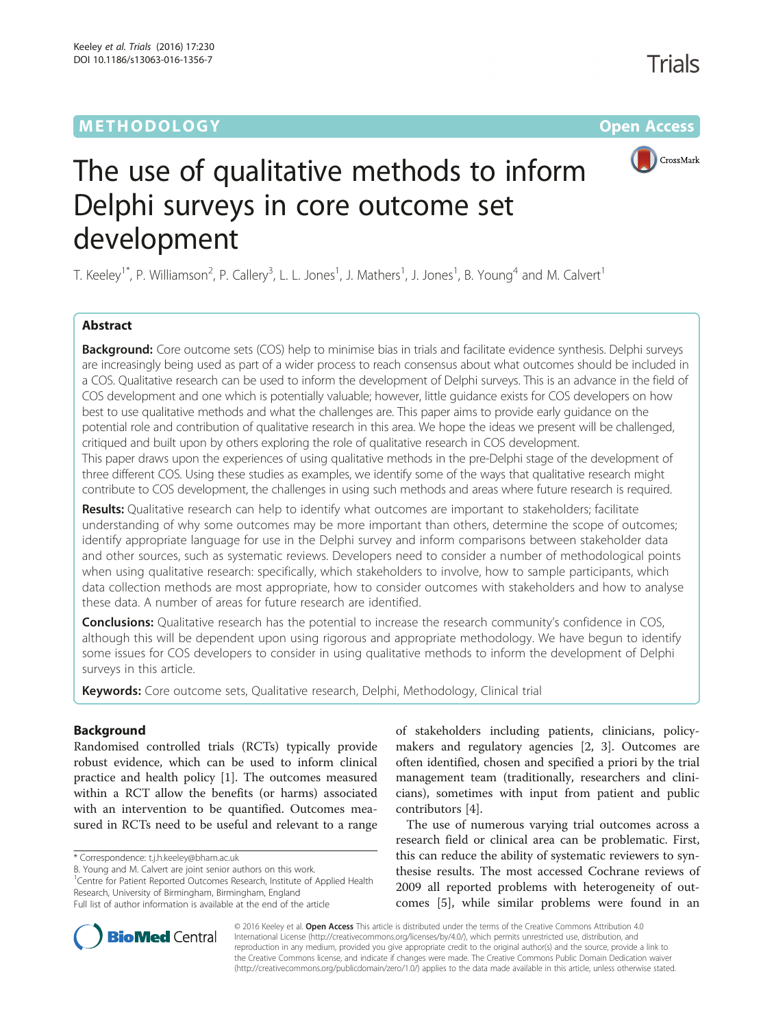METHODOLOGY Open Access

# The use of qualitative methods to inform Delphi surveys in core outcome set development

T. Keeley[1*], P. Williamson[2], P. Callery[3], L. L. Jones[1], J. Mathers[1], J. Jones[1], B. Young[4] and M. Calvert[1]

## Abstract

**Background:** Core outcome sets (COS) help to minimise bias in trials and facilitate evidence synthesis. Delphi surveys are increasingly being used as part of a wider process to reach consensus about what outcomes should be included in a COS. Qualitative research can be used to inform the development of Delphi surveys. This is an advance in the field of COS development and one which is potentially valuable; however, little guidance exists for COS developers on how best to use qualitative methods and what the challenges are. This paper aims to provide early guidance on the potential role and contribution of qualitative research in this area. We hope the ideas we present will be challenged, critiqued and built upon by others exploring the role of qualitative research in COS development.

This paper draws upon the experiences of using qualitative methods in the pre-Delphi stage of the development of three different COS. Using these studies as examples, we identify some of the ways that qualitative research might contribute to COS development, the challenges in using such methods and areas where future research is required.

**Results:** Qualitative research can help to identify what outcomes are important to stakeholders; facilitate understanding of why some outcomes may be more important than others, determine the scope of outcomes; identify appropriate language for use in the Delphi survey and inform comparisons between stakeholder data and other sources, such as systematic reviews. Developers need to consider a number of methodological points when using qualitative research: specifically, which stakeholders to involve, how to sample participants, which data collection methods are most appropriate, how to consider outcomes with stakeholders and how to analyse these data. A number of areas for future research are identified.

**Conclusions:** Qualitative research has the potential to increase the research community's confidence in COS, although this will be dependent upon using rigorous and appropriate methodology. We have begun to identify some issues for COS developers to consider in using qualitative methods to inform the development of Delphi surveys in this article.

**Keywords:** Core outcome sets, Qualitative research, Delphi, Methodology, Clinical trial

## Background

Randomised controlled trials (RCTs) typically provide robust evidence, which can be used to inform clinical practice and health policy [1]. The outcomes measured within a RCT allow the benefits (or harms) associated with an intervention to be quantified. Outcomes measured in RCTs need to be useful and relevant to a range of stakeholders including patients, clinicians, policy-makers and regulatory agencies [2, 3]. Outcomes are often identified, chosen and specified a priori by the trial management team (traditionally, researchers and clinicians), sometimes with input from patient and public contributors [4].

The use of numerous varying trial outcomes across a research field or clinical area can be problematic. First, this can reduce the ability of systematic reviewers to synthesise results. The most accessed Cochrane reviews of 2009 all reported problems with heterogeneity of outcomes [5], while similar problems were found in an

* Correspondence: t.j.h.keeley@bham.ac.uk

B. Young and M. Calvert are joint senior authors on this work.

[1]Centre for Patient Reported Outcomes Research, Institute of Applied Health Research, University of Birmingham, Birmingham, England

Full list of author information is available at the end of the article

© 2016 Keeley et al. **Open Access** This article is distributed under the terms of the Creative Commons Attribution 4.0 International License (http://creativecommons.org/licenses/by/4.0/), which permits unrestricted use, distribution, and reproduction in any medium, provided you give appropriate credit to the original author(s) and the source, provide a link to the Creative Commons license, and indicate if changes were made. The Creative Commons Public Domain Dedication waiver (http://creativecommons.org/publicdomain/zero/1.0/) applies to the data made available in this article, unless otherwise stated.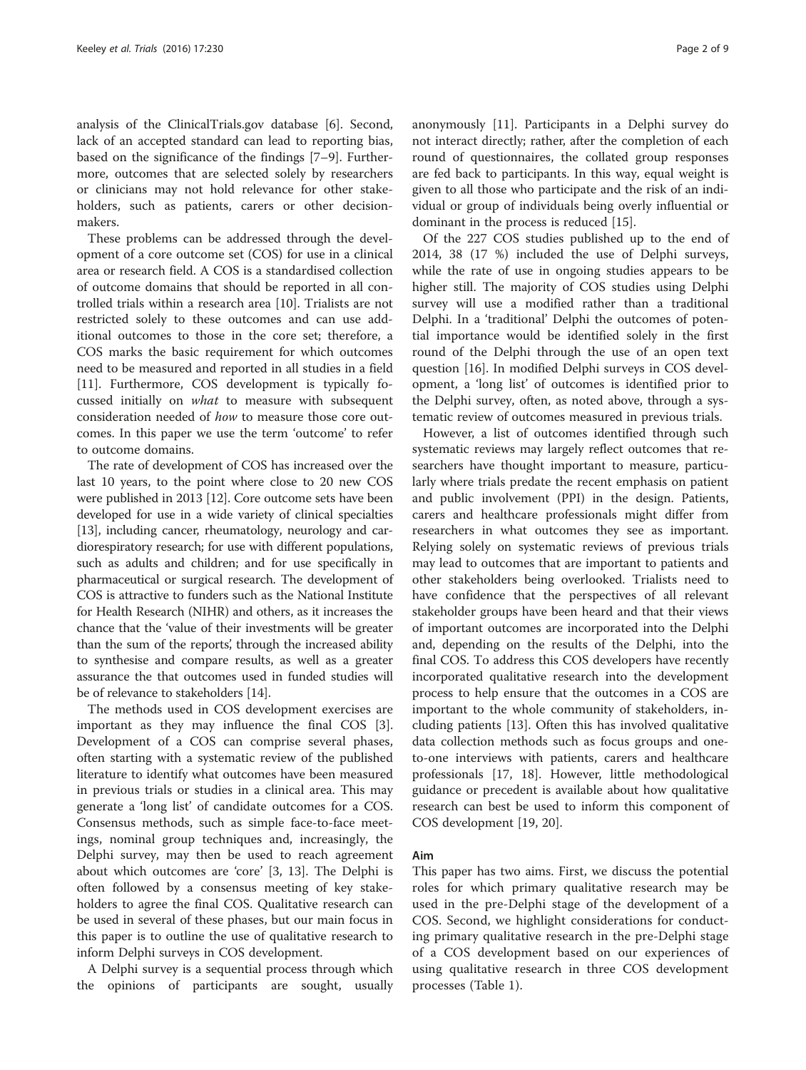analysis of the ClinicalTrials.gov database [6]. Second, lack of an accepted standard can lead to reporting bias, based on the significance of the findings [7–9]. Furthermore, outcomes that are selected solely by researchers or clinicians may not hold relevance for other stakeholders, such as patients, carers or other decision-makers.

These problems can be addressed through the development of a core outcome set (COS) for use in a clinical area or research field. A COS is a standardised collection of outcome domains that should be reported in all controlled trials within a research area [10]. Trialists are not restricted solely to these outcomes and can use additional outcomes to those in the core set; therefore, a COS marks the basic requirement for which outcomes need to be measured and reported in all studies in a field [11]. Furthermore, COS development is typically focussed initially on *what* to measure with subsequent consideration needed of *how* to measure those core outcomes. In this paper we use the term 'outcome' to refer to outcome domains.

The rate of development of COS has increased over the last 10 years, to the point where close to 20 new COS were published in 2013 [12]. Core outcome sets have been developed for use in a wide variety of clinical specialties [13], including cancer, rheumatology, neurology and cardiorespiratory research; for use with different populations, such as adults and children; and for use specifically in pharmaceutical or surgical research. The development of COS is attractive to funders such as the National Institute for Health Research (NIHR) and others, as it increases the chance that the 'value of their investments will be greater than the sum of the reports', through the increased ability to synthesise and compare results, as well as a greater assurance the that outcomes used in funded studies will be of relevance to stakeholders [14].

The methods used in COS development exercises are important as they may influence the final COS [3]. Development of a COS can comprise several phases, often starting with a systematic review of the published literature to identify what outcomes have been measured in previous trials or studies in a clinical area. This may generate a 'long list' of candidate outcomes for a COS. Consensus methods, such as simple face-to-face meetings, nominal group techniques and, increasingly, the Delphi survey, may then be used to reach agreement about which outcomes are 'core' [3, 13]. The Delphi is often followed by a consensus meeting of key stakeholders to agree the final COS. Qualitative research can be used in several of these phases, but our main focus in this paper is to outline the use of qualitative research to inform Delphi surveys in COS development.

A Delphi survey is a sequential process through which the opinions of participants are sought, usually anonymously [11]. Participants in a Delphi survey do not interact directly; rather, after the completion of each round of questionnaires, the collated group responses are fed back to participants. In this way, equal weight is given to all those who participate and the risk of an individual or group of individuals being overly influential or dominant in the process is reduced [15].

Of the 227 COS studies published up to the end of 2014, 38 (17 %) included the use of Delphi surveys, while the rate of use in ongoing studies appears to be higher still. The majority of COS studies using Delphi survey will use a modified rather than a traditional Delphi. In a 'traditional' Delphi the outcomes of potential importance would be identified solely in the first round of the Delphi through the use of an open text question [16]. In modified Delphi surveys in COS development, a 'long list' of outcomes is identified prior to the Delphi survey, often, as noted above, through a systematic review of outcomes measured in previous trials.

However, a list of outcomes identified through such systematic reviews may largely reflect outcomes that researchers have thought important to measure, particularly where trials predate the recent emphasis on patient and public involvement (PPI) in the design. Patients, carers and healthcare professionals might differ from researchers in what outcomes they see as important. Relying solely on systematic reviews of previous trials may lead to outcomes that are important to patients and other stakeholders being overlooked. Trialists need to have confidence that the perspectives of all relevant stakeholder groups have been heard and that their views of important outcomes are incorporated into the Delphi and, depending on the results of the Delphi, into the final COS. To address this COS developers have recently incorporated qualitative research into the development process to help ensure that the outcomes in a COS are important to the whole community of stakeholders, including patients [13]. Often this has involved qualitative data collection methods such as focus groups and one-to-one interviews with patients, carers and healthcare professionals [17, 18]. However, little methodological guidance or precedent is available about how qualitative research can best be used to inform this component of COS development [19, 20].

## Aim

This paper has two aims. First, we discuss the potential roles for which primary qualitative research may be used in the pre-Delphi stage of the development of a COS. Second, we highlight considerations for conducting primary qualitative research in the pre-Delphi stage of a COS development based on our experiences of using qualitative research in three COS development processes (Table 1).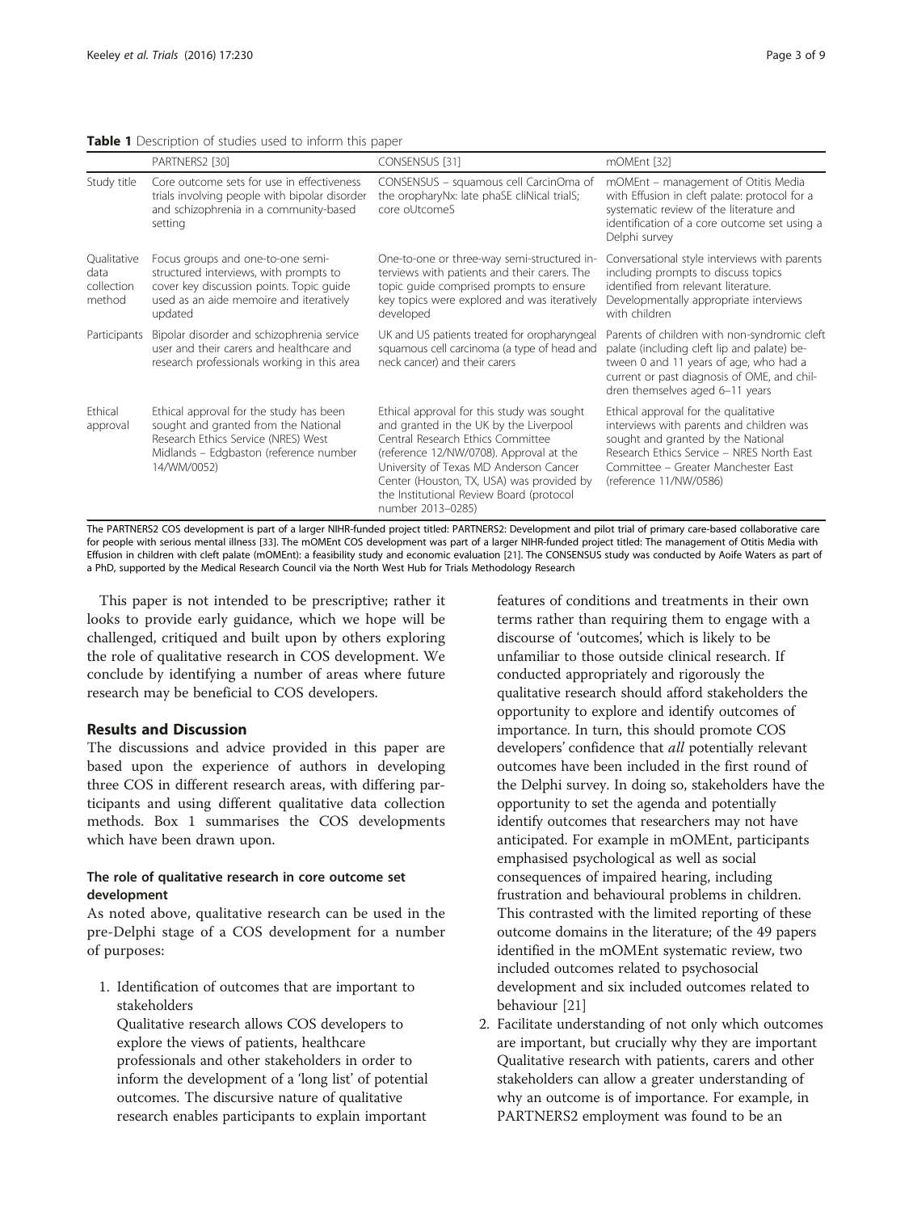**Table 1** Description of studies used to inform this paper

| | PARTNERS2 [30] | CONSENSUS [31] | mOMEnt [32] |
|---|---|---|---|
| Study title | Core outcome sets for use in effectiveness trials involving people with bipolar disorder and schizophrenia in a community-based setting | CONSENSUS – squamous cell CarcinOma of the oropharyNx: late phaSE cliNical trialS; core oUtcomeS | mOMEnt – management of Otitis Media with Effusion in cleft palate: protocol for a systematic review of the literature and identification of a core outcome set using a Delphi survey |
| Qualitative data collection method | Focus groups and one-to-one semi-structured interviews, with prompts to cover key discussion points. Topic guide used as an aide memoire and iteratively updated | One-to-one or three-way semi-structured interviews with patients and their carers. The topic guide comprised prompts to ensure key topics were explored and was iteratively developed | Conversational style interviews with parents including prompts to discuss topics identified from relevant literature. Developmentally appropriate interviews with children |
| Participants | Bipolar disorder and schizophrenia service user and their carers and healthcare and research professionals working in this area | UK and US patients treated for oropharyngeal squamous cell carcinoma (a type of head and neck cancer) and their carers | Parents of children with non-syndromic cleft palate (including cleft lip and palate) between 0 and 11 years of age, who had a current or past diagnosis of OME, and children themselves aged 6–11 years |
| Ethical approval | Ethical approval for the study has been sought and granted from the National Research Ethics Service (NRES) West Midlands – Edgbaston (reference number 14/WM/0052) | Ethical approval for this study was sought and granted in the UK by the Liverpool Central Research Ethics Committee (reference 12/NW/0708). Approval at the University of Texas MD Anderson Cancer Center (Houston, TX, USA) was provided by the Institutional Review Board (protocol number 2013–0285) | Ethical approval for the qualitative interviews with parents and children was sought and granted by the National Research Ethics Service – NRES North East Committee – Greater Manchester East (reference 11/NW/0586) |

The PARTNERS2 COS development is part of a larger NIHR-funded project titled: PARTNERS2: Development and pilot trial of primary care-based collaborative care for people with serious mental illness [33]. The mOMEnt COS development was part of a larger NIHR-funded project titled: The management of Otitis Media with Effusion in children with cleft palate (mOMEnt): a feasibility study and economic evaluation [21]. The CONSENSUS study was conducted by Aoife Waters as part of a PhD, supported by the Medical Research Council via the North West Hub for Trials Methodology Research

This paper is not intended to be prescriptive; rather it looks to provide early guidance, which we hope will be challenged, critiqued and built upon by others exploring the role of qualitative research in COS development. We conclude by identifying a number of areas where future research may be beneficial to COS developers.

## Results and Discussion

The discussions and advice provided in this paper are based upon the experience of authors in developing three COS in different research areas, with differing participants and using different qualitative data collection methods. Box 1 summarises the COS developments which have been drawn upon.

### The role of qualitative research in core outcome set development

As noted above, qualitative research can be used in the pre-Delphi stage of a COS development for a number of purposes:

1. Identification of outcomes that are important to stakeholders
   Qualitative research allows COS developers to explore the views of patients, healthcare professionals and other stakeholders in order to inform the development of a 'long list' of potential outcomes. The discursive nature of qualitative research enables participants to explain important features of conditions and treatments in their own terms rather than requiring them to engage with a discourse of 'outcomes', which is likely to be unfamiliar to those outside clinical research. If conducted appropriately and rigorously the qualitative research should afford stakeholders the opportunity to explore and identify outcomes of importance. In turn, this should promote COS developers' confidence that *all* potentially relevant outcomes have been included in the first round of the Delphi survey. In doing so, stakeholders have the opportunity to set the agenda and potentially identify outcomes that researchers may not have anticipated. For example in mOMEnt, participants emphasised psychological as well as social consequences of impaired hearing, including frustration and behavioural problems in children. This contrasted with the limited reporting of these outcome domains in the literature; of the 49 papers identified in the mOMEnt systematic review, two included outcomes related to psychosocial development and six included outcomes related to behaviour [21]
2. Facilitate understanding of not only which outcomes are important, but crucially why they are important
   Qualitative research with patients, carers and other stakeholders can allow a greater understanding of why an outcome is of importance. For example, in PARTNERS2 employment was found to be an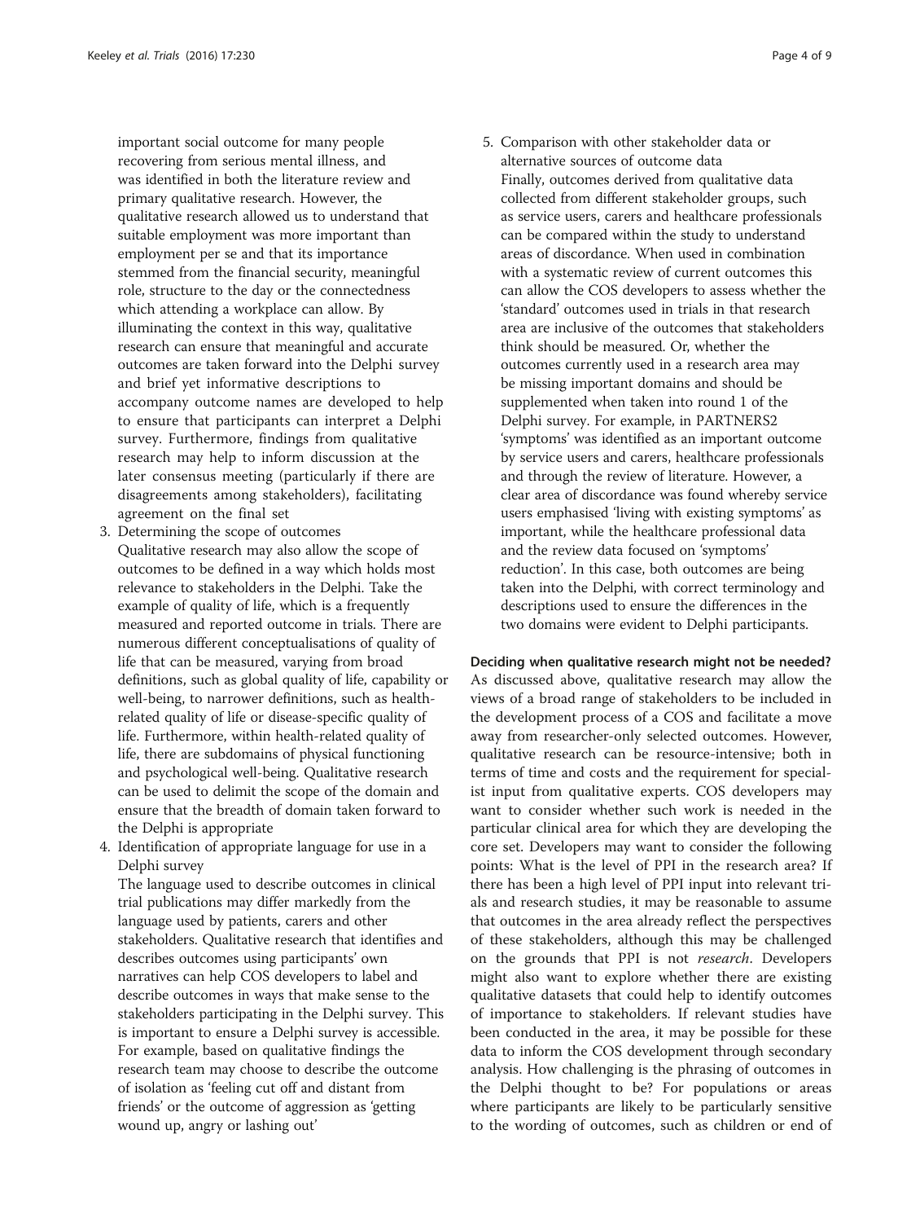important social outcome for many people recovering from serious mental illness, and was identified in both the literature review and primary qualitative research. However, the qualitative research allowed us to understand that suitable employment was more important than employment per se and that its importance stemmed from the financial security, meaningful role, structure to the day or the connectedness which attending a workplace can allow. By illuminating the context in this way, qualitative research can ensure that meaningful and accurate outcomes are taken forward into the Delphi survey and brief yet informative descriptions to accompany outcome names are developed to help to ensure that participants can interpret a Delphi survey. Furthermore, findings from qualitative research may help to inform discussion at the later consensus meeting (particularly if there are disagreements among stakeholders), facilitating agreement on the final set

3. Determining the scope of outcomes
   Qualitative research may also allow the scope of outcomes to be defined in a way which holds most relevance to stakeholders in the Delphi. Take the example of quality of life, which is a frequently measured and reported outcome in trials. There are numerous different conceptualisations of quality of life that can be measured, varying from broad definitions, such as global quality of life, capability or well-being, to narrower definitions, such as health-related quality of life or disease-specific quality of life. Furthermore, within health-related quality of life, there are subdomains of physical functioning and psychological well-being. Qualitative research can be used to delimit the scope of the domain and ensure that the breadth of domain taken forward to the Delphi is appropriate
4. Identification of appropriate language for use in a Delphi survey
   The language used to describe outcomes in clinical trial publications may differ markedly from the language used by patients, carers and other stakeholders. Qualitative research that identifies and describes outcomes using participants' own narratives can help COS developers to label and describe outcomes in ways that make sense to the stakeholders participating in the Delphi survey. This is important to ensure a Delphi survey is accessible. For example, based on qualitative findings the research team may choose to describe the outcome of isolation as 'feeling cut off and distant from friends' or the outcome of aggression as 'getting wound up, angry or lashing out'
5. Comparison with other stakeholder data or alternative sources of outcome data
   Finally, outcomes derived from qualitative data collected from different stakeholder groups, such as service users, carers and healthcare professionals can be compared within the study to understand areas of discordance. When used in combination with a systematic review of current outcomes this can allow the COS developers to assess whether the 'standard' outcomes used in trials in that research area are inclusive of the outcomes that stakeholders think should be measured. Or, whether the outcomes currently used in a research area may be missing important domains and should be supplemented when taken into round 1 of the Delphi survey. For example, in PARTNERS2 'symptoms' was identified as an important outcome by service users and carers, healthcare professionals and through the review of literature. However, a clear area of discordance was found whereby service users emphasised 'living with existing symptoms' as important, while the healthcare professional data and the review data focused on 'symptoms' reduction'. In this case, both outcomes are being taken into the Delphi, with correct terminology and descriptions used to ensure the differences in the two domains were evident to Delphi participants.

#### Deciding when qualitative research might not be needed?

As discussed above, qualitative research may allow the views of a broad range of stakeholders to be included in the development process of a COS and facilitate a move away from researcher-only selected outcomes. However, qualitative research can be resource-intensive; both in terms of time and costs and the requirement for specialist input from qualitative experts. COS developers may want to consider whether such work is needed in the particular clinical area for which they are developing the core set. Developers may want to consider the following points: What is the level of PPI in the research area? If there has been a high level of PPI input into relevant trials and research studies, it may be reasonable to assume that outcomes in the area already reflect the perspectives of these stakeholders, although this may be challenged on the grounds that PPI is not *research*. Developers might also want to explore whether there are existing qualitative datasets that could help to identify outcomes of importance to stakeholders. If relevant studies have been conducted in the area, it may be possible for these data to inform the COS development through secondary analysis. How challenging is the phrasing of outcomes in the Delphi thought to be? For populations or areas where participants are likely to be particularly sensitive to the wording of outcomes, such as children or end of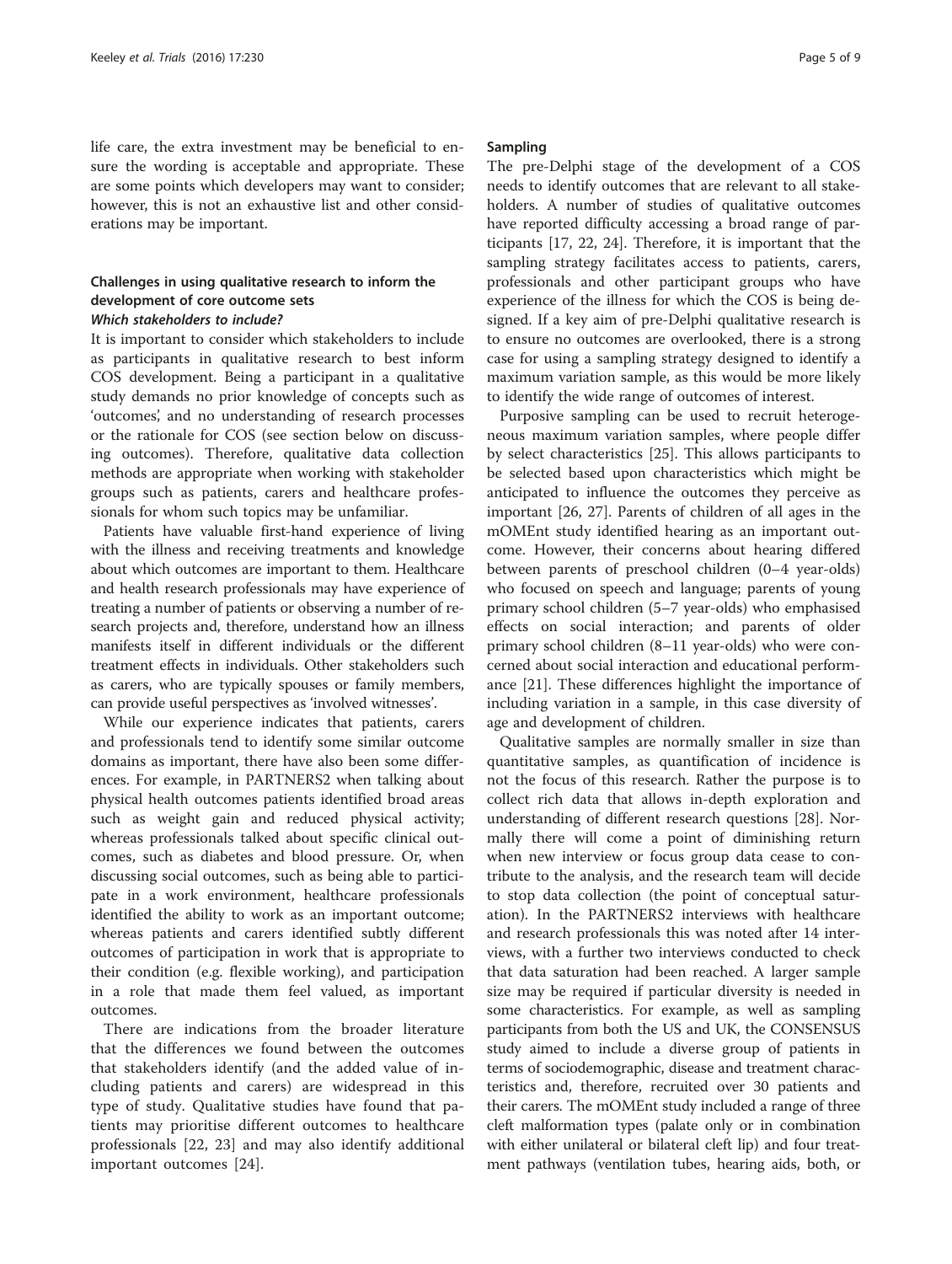life care, the extra investment may be beneficial to ensure the wording is acceptable and appropriate. These are some points which developers may want to consider; however, this is not an exhaustive list and other considerations may be important.

## Challenges in using qualitative research to inform the development of core outcome sets

### *Which stakeholders to include?*

It is important to consider which stakeholders to include as participants in qualitative research to best inform COS development. Being a participant in a qualitative study demands no prior knowledge of concepts such as 'outcomes', and no understanding of research processes or the rationale for COS (see section below on discussing outcomes). Therefore, qualitative data collection methods are appropriate when working with stakeholder groups such as patients, carers and healthcare professionals for whom such topics may be unfamiliar.

Patients have valuable first-hand experience of living with the illness and receiving treatments and knowledge about which outcomes are important to them. Healthcare and health research professionals may have experience of treating a number of patients or observing a number of research projects and, therefore, understand how an illness manifests itself in different individuals or the different treatment effects in individuals. Other stakeholders such as carers, who are typically spouses or family members, can provide useful perspectives as 'involved witnesses'.

While our experience indicates that patients, carers and professionals tend to identify some similar outcome domains as important, there have also been some differences. For example, in PARTNERS2 when talking about physical health outcomes patients identified broad areas such as weight gain and reduced physical activity; whereas professionals talked about specific clinical outcomes, such as diabetes and blood pressure. Or, when discussing social outcomes, such as being able to participate in a work environment, healthcare professionals identified the ability to work as an important outcome; whereas patients and carers identified subtly different outcomes of participation in work that is appropriate to their condition (e.g. flexible working), and participation in a role that made them feel valued, as important outcomes.

There are indications from the broader literature that the differences we found between the outcomes that stakeholders identify (and the added value of including patients and carers) are widespread in this type of study. Qualitative studies have found that patients may prioritise different outcomes to healthcare professionals [22, 23] and may also identify additional important outcomes [24].

### Sampling

The pre-Delphi stage of the development of a COS needs to identify outcomes that are relevant to all stakeholders. A number of studies of qualitative outcomes have reported difficulty accessing a broad range of participants [17, 22, 24]. Therefore, it is important that the sampling strategy facilitates access to patients, carers, professionals and other participant groups who have experience of the illness for which the COS is being designed. If a key aim of pre-Delphi qualitative research is to ensure no outcomes are overlooked, there is a strong case for using a sampling strategy designed to identify a maximum variation sample, as this would be more likely to identify the wide range of outcomes of interest.

Purposive sampling can be used to recruit heterogeneous maximum variation samples, where people differ by select characteristics [25]. This allows participants to be selected based upon characteristics which might be anticipated to influence the outcomes they perceive as important [26, 27]. Parents of children of all ages in the mOMEnt study identified hearing as an important outcome. However, their concerns about hearing differed between parents of preschool children (0–4 year-olds) who focused on speech and language; parents of young primary school children (5–7 year-olds) who emphasised effects on social interaction; and parents of older primary school children (8–11 year-olds) who were concerned about social interaction and educational performance [21]. These differences highlight the importance of including variation in a sample, in this case diversity of age and development of children.

Qualitative samples are normally smaller in size than quantitative samples, as quantification of incidence is not the focus of this research. Rather the purpose is to collect rich data that allows in-depth exploration and understanding of different research questions [28]. Normally there will come a point of diminishing return when new interview or focus group data cease to contribute to the analysis, and the research team will decide to stop data collection (the point of conceptual saturation). In the PARTNERS2 interviews with healthcare and research professionals this was noted after 14 interviews, with a further two interviews conducted to check that data saturation had been reached. A larger sample size may be required if particular diversity is needed in some characteristics. For example, as well as sampling participants from both the US and UK, the CONSENSUS study aimed to include a diverse group of patients in terms of sociodemographic, disease and treatment characteristics and, therefore, recruited over 30 patients and their carers. The mOMEnt study included a range of three cleft malformation types (palate only or in combination with either unilateral or bilateral cleft lip) and four treatment pathways (ventilation tubes, hearing aids, both, or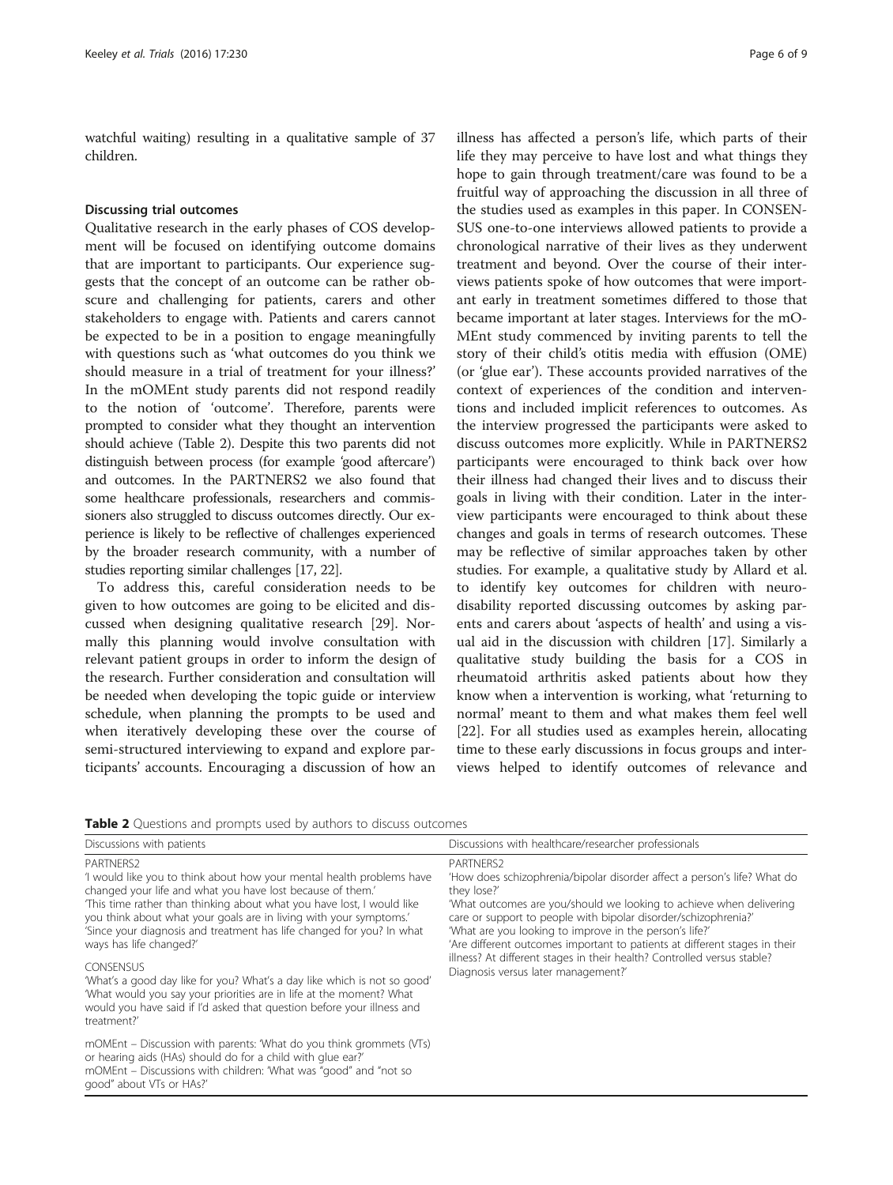watchful waiting) resulting in a qualitative sample of 37 children.

### Discussing trial outcomes

Qualitative research in the early phases of COS development will be focused on identifying outcome domains that are important to participants. Our experience suggests that the concept of an outcome can be rather obscure and challenging for patients, carers and other stakeholders to engage with. Patients and carers cannot be expected to be in a position to engage meaningfully with questions such as 'what outcomes do you think we should measure in a trial of treatment for your illness?' In the mOMEnt study parents did not respond readily to the notion of 'outcome'. Therefore, parents were prompted to consider what they thought an intervention should achieve (Table 2). Despite this two parents did not distinguish between process (for example 'good aftercare') and outcomes. In the PARTNERS2 we also found that some healthcare professionals, researchers and commissioners also struggled to discuss outcomes directly. Our experience is likely to be reflective of challenges experienced by the broader research community, with a number of studies reporting similar challenges [17, 22].

To address this, careful consideration needs to be given to how outcomes are going to be elicited and discussed when designing qualitative research [29]. Normally this planning would involve consultation with relevant patient groups in order to inform the design of the research. Further consideration and consultation will be needed when developing the topic guide or interview schedule, when planning the prompts to be used and when iteratively developing these over the course of semi-structured interviewing to expand and explore participants' accounts. Encouraging a discussion of how an illness has affected a person's life, which parts of their life they may perceive to have lost and what things they hope to gain through treatment/care was found to be a fruitful way of approaching the discussion in all three of the studies used as examples in this paper. In CONSENSUS one-to-one interviews allowed patients to provide a chronological narrative of their lives as they underwent treatment and beyond. Over the course of their interviews patients spoke of how outcomes that were important early in treatment sometimes differed to those that became important at later stages. Interviews for the mOMEnt study commenced by inviting parents to tell the story of their child's otitis media with effusion (OME) (or 'glue ear'). These accounts provided narratives of the context of experiences of the condition and interventions and included implicit references to outcomes. As the interview progressed the participants were asked to discuss outcomes more explicitly. While in PARTNERS2 participants were encouraged to think back over how their illness had changed their lives and to discuss their goals in living with their condition. Later in the interview participants were encouraged to think about these changes and goals in terms of research outcomes. These may be reflective of similar approaches taken by other studies. For example, a qualitative study by Allard et al. to identify key outcomes for children with neurodisability reported discussing outcomes by asking parents and carers about 'aspects of health' and using a visual aid in the discussion with children [17]. Similarly a qualitative study building the basis for a COS in rheumatoid arthritis asked patients about how they know when a intervention is working, what 'returning to normal' meant to them and what makes them feel well [22]. For all studies used as examples herein, allocating time to these early discussions in focus groups and interviews helped to identify outcomes of relevance and

**Table 2** Questions and prompts used by authors to discuss outcomes

| Discussions with patients | Discussions with healthcare/researcher professionals |
| --- | --- |
| PARTNERS2<br>'I would like you to think about how your mental health problems have changed your life and what you have lost because of them.'<br>'This time rather than thinking about what you have lost, I would like you think about what your goals are in living with your symptoms.'<br>'Since your diagnosis and treatment has life changed for you? In what ways has life changed?' | PARTNERS2<br>'How does schizophrenia/bipolar disorder affect a person's life? What do they lose?'<br>'What outcomes are you/should we looking to achieve when delivering care or support to people with bipolar disorder/schizophrenia?'<br>'What are you looking to improve in the person's life?'<br>'Are different outcomes important to patients at different stages in their illness? At different stages in their health? Controlled versus stable? Diagnosis versus later management?' |
| CONSENSUS<br>'What's a good day like for you? What's a day like which is not so good'<br>'What would you say your priorities are in life at the moment? What would you have said if I'd asked that question before your illness and treatment?' | |
| mOMEnt – Discussion with parents: 'What do you think grommets (VTs) or hearing aids (HAs) should do for a child with glue ear?'<br>mOMEnt – Discussions with children: 'What was "good" and "not so good" about VTs or HAs?' | |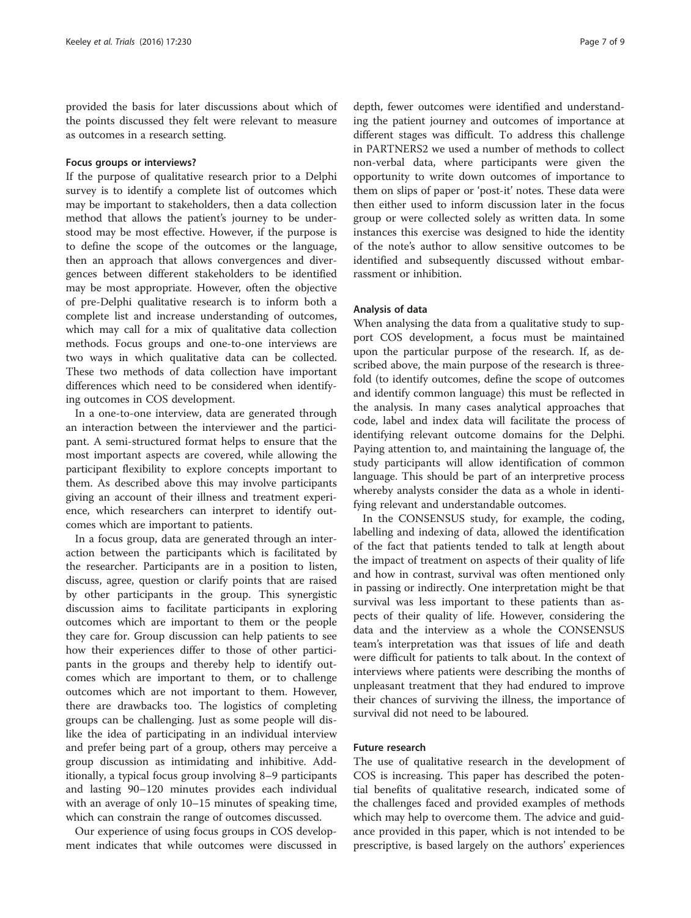provided the basis for later discussions about which of the points discussed they felt were relevant to measure as outcomes in a research setting.

### Focus groups or interviews?

If the purpose of qualitative research prior to a Delphi survey is to identify a complete list of outcomes which may be important to stakeholders, then a data collection method that allows the patient's journey to be understood may be most effective. However, if the purpose is to define the scope of the outcomes or the language, then an approach that allows convergences and divergences between different stakeholders to be identified may be most appropriate. However, often the objective of pre-Delphi qualitative research is to inform both a complete list and increase understanding of outcomes, which may call for a mix of qualitative data collection methods. Focus groups and one-to-one interviews are two ways in which qualitative data can be collected. These two methods of data collection have important differences which need to be considered when identifying outcomes in COS development.

In a one-to-one interview, data are generated through an interaction between the interviewer and the participant. A semi-structured format helps to ensure that the most important aspects are covered, while allowing the participant flexibility to explore concepts important to them. As described above this may involve participants giving an account of their illness and treatment experience, which researchers can interpret to identify outcomes which are important to patients.

In a focus group, data are generated through an interaction between the participants which is facilitated by the researcher. Participants are in a position to listen, discuss, agree, question or clarify points that are raised by other participants in the group. This synergistic discussion aims to facilitate participants in exploring outcomes which are important to them or the people they care for. Group discussion can help patients to see how their experiences differ to those of other participants in the groups and thereby help to identify outcomes which are important to them, or to challenge outcomes which are not important to them. However, there are drawbacks too. The logistics of completing groups can be challenging. Just as some people will dislike the idea of participating in an individual interview and prefer being part of a group, others may perceive a group discussion as intimidating and inhibitive. Additionally, a typical focus group involving 8–9 participants and lasting 90–120 minutes provides each individual with an average of only 10–15 minutes of speaking time, which can constrain the range of outcomes discussed.

Our experience of using focus groups in COS development indicates that while outcomes were discussed in depth, fewer outcomes were identified and understanding the patient journey and outcomes of importance at different stages was difficult. To address this challenge in PARTNERS2 we used a number of methods to collect non-verbal data, where participants were given the opportunity to write down outcomes of importance to them on slips of paper or 'post-it' notes. These data were then either used to inform discussion later in the focus group or were collected solely as written data. In some instances this exercise was designed to hide the identity of the note's author to allow sensitive outcomes to be identified and subsequently discussed without embarrassment or inhibition.

### Analysis of data

When analysing the data from a qualitative study to support COS development, a focus must be maintained upon the particular purpose of the research. If, as described above, the main purpose of the research is threefold (to identify outcomes, define the scope of outcomes and identify common language) this must be reflected in the analysis. In many cases analytical approaches that code, label and index data will facilitate the process of identifying relevant outcome domains for the Delphi. Paying attention to, and maintaining the language of, the study participants will allow identification of common language. This should be part of an interpretive process whereby analysts consider the data as a whole in identifying relevant and understandable outcomes.

In the CONSENSUS study, for example, the coding, labelling and indexing of data, allowed the identification of the fact that patients tended to talk at length about the impact of treatment on aspects of their quality of life and how in contrast, survival was often mentioned only in passing or indirectly. One interpretation might be that survival was less important to these patients than aspects of their quality of life. However, considering the data and the interview as a whole the CONSENSUS team's interpretation was that issues of life and death were difficult for patients to talk about. In the context of interviews where patients were describing the months of unpleasant treatment that they had endured to improve their chances of surviving the illness, the importance of survival did not need to be laboured.

### Future research

The use of qualitative research in the development of COS is increasing. This paper has described the potential benefits of qualitative research, indicated some of the challenges faced and provided examples of methods which may help to overcome them. The advice and guidance provided in this paper, which is not intended to be prescriptive, is based largely on the authors' experiences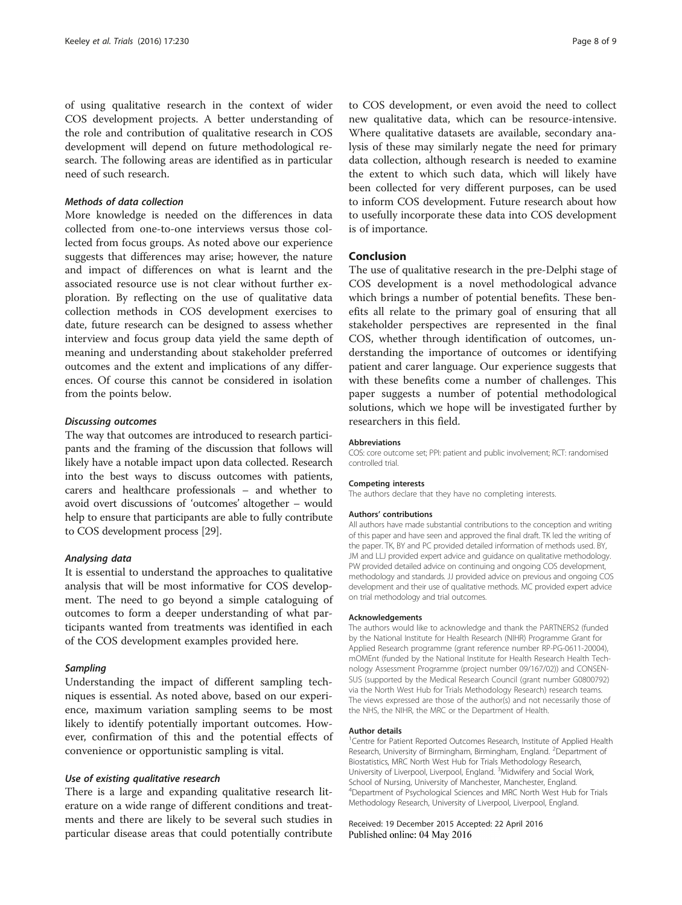of using qualitative research in the context of wider COS development projects. A better understanding of the role and contribution of qualitative research in COS development will depend on future methodological research. The following areas are identified as in particular need of such research.

#### *Methods of data collection*

More knowledge is needed on the differences in data collected from one-to-one interviews versus those collected from focus groups. As noted above our experience suggests that differences may arise; however, the nature and impact of differences on what is learnt and the associated resource use is not clear without further exploration. By reflecting on the use of qualitative data collection methods in COS development exercises to date, future research can be designed to assess whether interview and focus group data yield the same depth of meaning and understanding about stakeholder preferred outcomes and the extent and implications of any differences. Of course this cannot be considered in isolation from the points below.

#### *Discussing outcomes*

The way that outcomes are introduced to research participants and the framing of the discussion that follows will likely have a notable impact upon data collected. Research into the best ways to discuss outcomes with patients, carers and healthcare professionals – and whether to avoid overt discussions of 'outcomes' altogether – would help to ensure that participants are able to fully contribute to COS development process [29].

#### *Analysing data*

It is essential to understand the approaches to qualitative analysis that will be most informative for COS development. The need to go beyond a simple cataloguing of outcomes to form a deeper understanding of what participants wanted from treatments was identified in each of the COS development examples provided here.

#### *Sampling*

Understanding the impact of different sampling techniques is essential. As noted above, based on our experience, maximum variation sampling seems to be most likely to identify potentially important outcomes. However, confirmation of this and the potential effects of convenience or opportunistic sampling is vital.

#### *Use of existing qualitative research*

There is a large and expanding qualitative research literature on a wide range of different conditions and treatments and there are likely to be several such studies in particular disease areas that could potentially contribute to COS development, or even avoid the need to collect new qualitative data, which can be resource-intensive. Where qualitative datasets are available, secondary analysis of these may similarly negate the need for primary data collection, although research is needed to examine the extent to which such data, which will likely have been collected for very different purposes, can be used to inform COS development. Future research about how to usefully incorporate these data into COS development is of importance.

## Conclusion

The use of qualitative research in the pre-Delphi stage of COS development is a novel methodological advance which brings a number of potential benefits. These benefits all relate to the primary goal of ensuring that all stakeholder perspectives are represented in the final COS, whether through identification of outcomes, understanding the importance of outcomes or identifying patient and carer language. Our experience suggests that with these benefits come a number of challenges. This paper suggests a number of potential methodological solutions, which we hope will be investigated further by researchers in this field.

#### Abbreviations

COS: core outcome set; PPI: patient and public involvement; RCT: randomised controlled trial.

#### Competing interests

The authors declare that they have no completing interests.

#### Authors' contributions

All authors have made substantial contributions to the conception and writing of this paper and have seen and approved the final draft. TK led the writing of the paper. TK, BY and PC provided detailed information of methods used. BY, JM and LLJ provided expert advice and guidance on qualitative methodology. PW provided detailed advice on continuing and ongoing COS development, methodology and standards. JJ provided advice on previous and ongoing COS development and their use of qualitative methods. MC provided expert advice on trial methodology and trial outcomes.

#### Acknowledgements

The authors would like to acknowledge and thank the PARTNERS2 (funded by the National Institute for Health Research (NIHR) Programme Grant for Applied Research programme (grant reference number RP-PG-0611-20004), mOMEnt (funded by the National Institute for Health Research Health Technology Assessment Programme (project number 09/167/02)) and CONSENSUS (supported by the Medical Research Council (grant number G0800792) via the North West Hub for Trials Methodology Research) research teams. The views expressed are those of the author(s) and not necessarily those of the NHS, the NIHR, the MRC or the Department of Health.

#### Author details

[1]Centre for Patient Reported Outcomes Research, Institute of Applied Health Research, University of Birmingham, Birmingham, England. [2]Department of Biostatistics, MRC North West Hub for Trials Methodology Research, University of Liverpool, Liverpool, England. [3]Midwifery and Social Work, School of Nursing, University of Manchester, Manchester, England. [4]Department of Psychological Sciences and MRC North West Hub for Trials Methodology Research, University of Liverpool, Liverpool, England.

Received: 19 December 2015 Accepted: 22 April 2016
Published online: 04 May 2016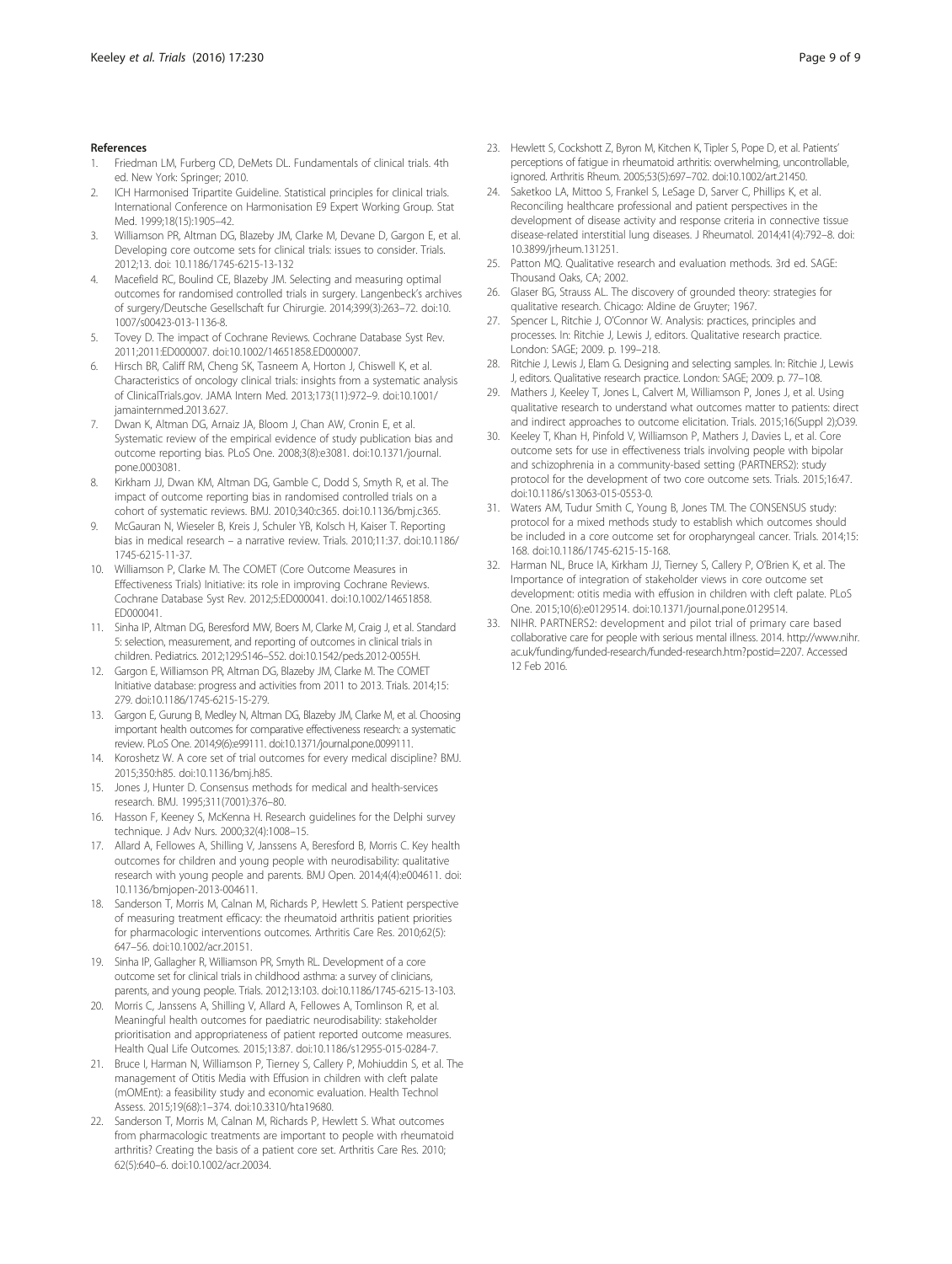## References

1. Friedman LM, Furberg CD, DeMets DL. Fundamentals of clinical trials. 4th ed. New York: Springer; 2010.
2. ICH Harmonised Tripartite Guideline. Statistical principles for clinical trials. International Conference on Harmonisation E9 Expert Working Group. Stat Med. 1999;18(15):1905–42.
3. Williamson PR, Altman DG, Blazeby JM, Clarke M, Devane D, Gargon E, et al. Developing core outcome sets for clinical trials: issues to consider. Trials. 2012;13. doi: 10.1186/1745-6215-13-132
4. Macefield RC, Boulind CE, Blazeby JM. Selecting and measuring optimal outcomes for randomised controlled trials in surgery. Langenbeck's archives of surgery/Deutsche Gesellschaft fur Chirurgie. 2014;399(3):263–72. doi:10.1007/s00423-013-1136-8.
5. Tovey D. The impact of Cochrane Reviews. Cochrane Database Syst Rev. 2011;2011:ED000007. doi:10.1002/14651858.ED000007.
6. Hirsch BR, Califf RM, Cheng SK, Tasneem A, Horton J, Chiswell K, et al. Characteristics of oncology clinical trials: insights from a systematic analysis of ClinicalTrials.gov. JAMA Intern Med. 2013;173(11):972–9. doi:10.1001/jamainternmed.2013.627.
7. Dwan K, Altman DG, Arnaiz JA, Bloom J, Chan AW, Cronin E, et al. Systematic review of the empirical evidence of study publication bias and outcome reporting bias. PLoS One. 2008;3(8):e3081. doi:10.1371/journal.pone.0003081.
8. Kirkham JJ, Dwan KM, Altman DG, Gamble C, Dodd S, Smyth R, et al. The impact of outcome reporting bias in randomised controlled trials on a cohort of systematic reviews. BMJ. 2010;340:c365. doi:10.1136/bmj.c365.
9. McGauran N, Wieseler B, Kreis J, Schuler YB, Kolsch H, Kaiser T. Reporting bias in medical research – a narrative review. Trials. 2010;11:37. doi:10.1186/1745-6215-11-37.
10. Williamson P, Clarke M. The COMET (Core Outcome Measures in Effectiveness Trials) Initiative: its role in improving Cochrane Reviews. Cochrane Database Syst Rev. 2012;5:ED000041. doi:10.1002/14651858.ED000041.
11. Sinha IP, Altman DG, Beresford MW, Boers M, Clarke M, Craig J, et al. Standard 5: selection, measurement, and reporting of outcomes in clinical trials in children. Pediatrics. 2012;129:S146–S52. doi:10.1542/peds.2012-0055H.
12. Gargon E, Williamson PR, Altman DG, Blazeby JM, Clarke M. The COMET Initiative database: progress and activities from 2011 to 2013. Trials. 2014;15:279. doi:10.1186/1745-6215-15-279.
13. Gargon E, Gurung B, Medley N, Altman DG, Blazeby JM, Clarke M, et al. Choosing important health outcomes for comparative effectiveness research: a systematic review. PLoS One. 2014;9(6):e99111. doi:10.1371/journal.pone.0099111.
14. Koroshetz W. A core set of trial outcomes for every medical discipline? BMJ. 2015;350:h85. doi:10.1136/bmj.h85.
15. Jones J, Hunter D. Consensus methods for medical and health-services research. BMJ. 1995;311(7001):376–80.
16. Hasson F, Keeney S, McKenna H. Research guidelines for the Delphi survey technique. J Adv Nurs. 2000;32(4):1008–15.
17. Allard A, Fellowes A, Shilling V, Janssens A, Beresford B, Morris C. Key health outcomes for children and young people with neurodisability: qualitative research with young people and parents. BMJ Open. 2014;4(4):e004611. doi:10.1136/bmjopen-2013-004611.
18. Sanderson T, Morris M, Calnan M, Richards P, Hewlett S. Patient perspective of measuring treatment efficacy: the rheumatoid arthritis patient priorities for pharmacologic interventions outcomes. Arthritis Care Res. 2010;62(5):647–56. doi:10.1002/acr.20151.
19. Sinha IP, Gallagher R, Williamson PR, Smyth RL. Development of a core outcome set for clinical trials in childhood asthma: a survey of clinicians, parents, and young people. Trials. 2012;13:103. doi:10.1186/1745-6215-13-103.
20. Morris C, Janssens A, Shilling V, Allard A, Fellowes A, Tomlinson R, et al. Meaningful health outcomes for paediatric neurodisability: stakeholder prioritisation and appropriateness of patient reported outcome measures. Health Qual Life Outcomes. 2015;13:87. doi:10.1186/s12955-015-0284-7.
21. Bruce I, Harman N, Williamson P, Tierney S, Callery P, Mohiuddin S, et al. The management of Otitis Media with Effusion in children with cleft palate (mOMEnt): a feasibility study and economic evaluation. Health Technol Assess. 2015;19(68):1–374. doi:10.3310/hta19680.
22. Sanderson T, Morris M, Calnan M, Richards P, Hewlett S. What outcomes from pharmacologic treatments are important to people with rheumatoid arthritis? Creating the basis of a patient core set. Arthritis Care Res. 2010;62(5):640–6. doi:10.1002/acr.20034.
23. Hewlett S, Cockshott Z, Byron M, Kitchen K, Tipler S, Pope D, et al. Patients' perceptions of fatigue in rheumatoid arthritis: overwhelming, uncontrollable, ignored. Arthritis Rheum. 2005;53(5):697–702. doi:10.1002/art.21450.
24. Saketkoo LA, Mittoo S, Frankel S, LeSage D, Sarver C, Phillips K, et al. Reconciling healthcare professional and patient perspectives in the development of disease activity and response criteria in connective tissue disease-related interstitial lung diseases. J Rheumatol. 2014;41(4):792–8. doi:10.3899/jrheum.131251.
25. Patton MQ. Qualitative research and evaluation methods. 3rd ed. SAGE: Thousand Oaks, CA; 2002.
26. Glaser BG, Strauss AL. The discovery of grounded theory: strategies for qualitative research. Chicago: Aldine de Gruyter; 1967.
27. Spencer L, Ritchie J, O'Connor W. Analysis: practices, principles and processes. In: Ritchie J, Lewis J, editors. Qualitative research practice. London: SAGE; 2009. p. 199–218.
28. Ritchie J, Lewis J, Elam G. Designing and selecting samples. In: Ritchie J, Lewis J, editors. Qualitative research practice. London: SAGE; 2009. p. 77–108.
29. Mathers J, Keeley T, Jones L, Calvert M, Williamson P, Jones J, et al. Using qualitative research to understand what outcomes matter to patients: direct and indirect approaches to outcome elicitation. Trials. 2015;16(Suppl 2);O39.
30. Keeley T, Khan H, Pinfold V, Williamson P, Mathers J, Davies L, et al. Core outcome sets for use in effectiveness trials involving people with bipolar and schizophrenia in a community-based setting (PARTNERS2): study protocol for the development of two core outcome sets. Trials. 2015;16:47. doi:10.1186/s13063-015-0553-0.
31. Waters AM, Tudur Smith C, Young B, Jones TM. The CONSENSUS study: protocol for a mixed methods study to establish which outcomes should be included in a core outcome set for oropharyngeal cancer. Trials. 2014;15:168. doi:10.1186/1745-6215-15-168.
32. Harman NL, Bruce IA, Kirkham JJ, Tierney S, Callery P, O'Brien K, et al. The Importance of integration of stakeholder views in core outcome set development: otitis media with effusion in children with cleft palate. PLoS One. 2015;10(6):e0129514. doi:10.1371/journal.pone.0129514.
33. NIHR. PARTNERS2: development and pilot trial of primary care based collaborative care for people with serious mental illness. 2014. http://www.nihr.ac.uk/funding/funded-research/funded-research.htm?postid=2207. Accessed 12 Feb 2016.